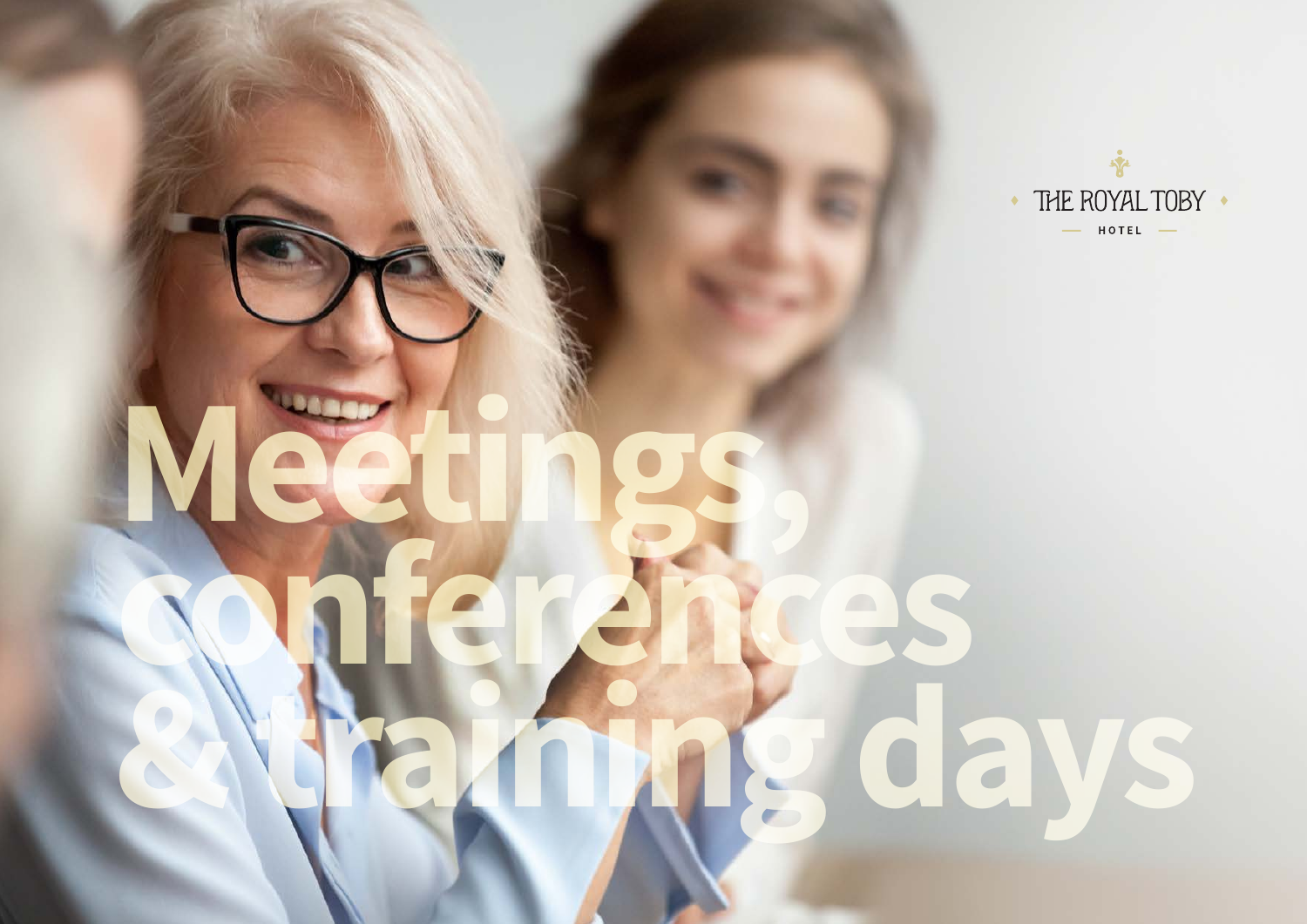THE ROYAL TOBY

HOTEL

# Meetings, conferences & training days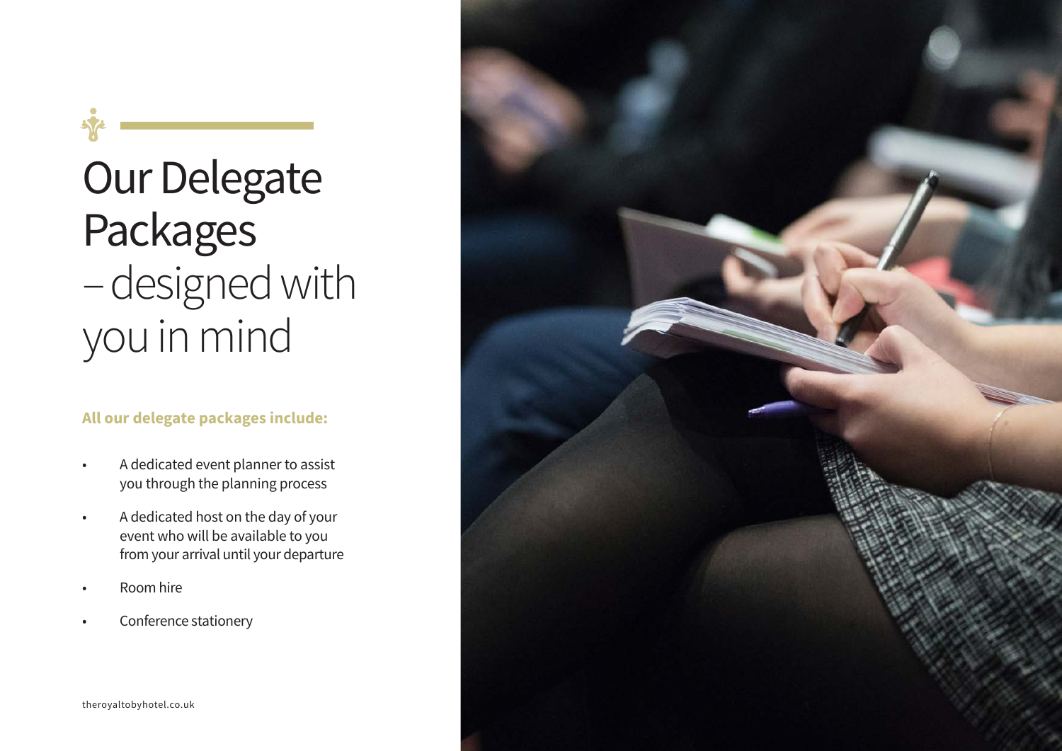# Our Delegate Packages – designed with you in mind

**All our delegate packages include:**

- A dedicated event planner to assist you through the planning process
- A dedicated host on the day of your event who will be available to you from your arrival until your departure
- Room hire
- Conference stationery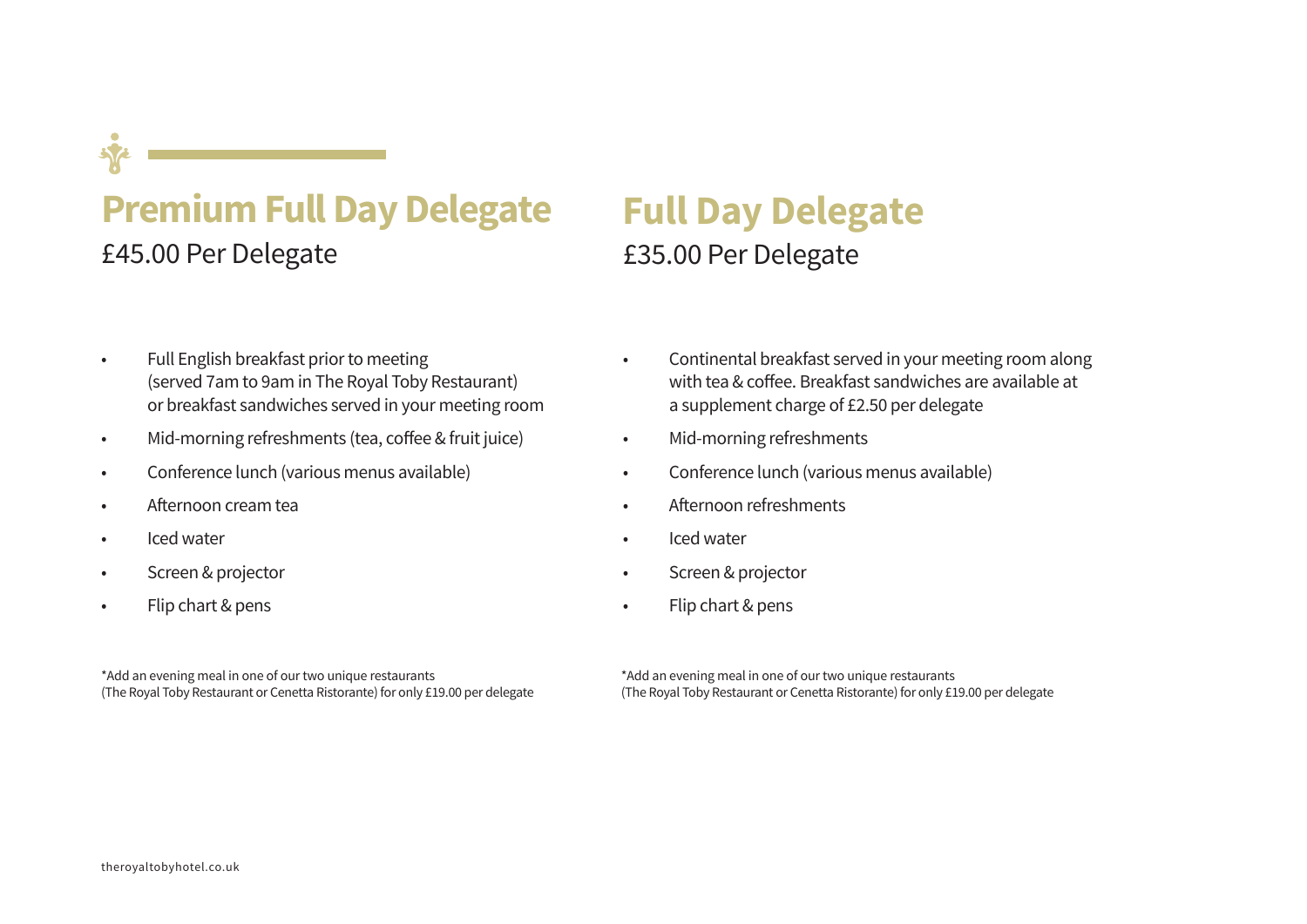## Premium Full Day Delegate

£45.00 Per Delegate

- Full English breakfast prior to meeting (served 7am to 9am in The Royal Toby Restaurant) or breakfast sandwiches served in your meeting room
- Mid-morning refreshments (tea, coffee & fruit juice)
- Conference lunch (various menus available)
- Afternoon cream tea
- Iced water
- Screen & projector
- Flip chart & pens

*Add an evening meal in one of our two unique restaurants (The Royal Toby Restaurant or Cenetta Ristorante) for only £19.00 per delegate

## Full Day Delegate

£35.00 Per Delegate

- Continental breakfast served in your meeting room along with tea & coffee. Breakfast sandwiches are available at a supplement charge of £2.50 per delegate
- Mid-morning refreshments
- Conference lunch (various menus available)
- Afternoon refreshments
- Iced water
- Screen & projector
- Flip chart & pens

*Add an evening meal in one of our two unique restaurants (The Royal Toby Restaurant or Cenetta Ristorante) for only £19.00 per delegate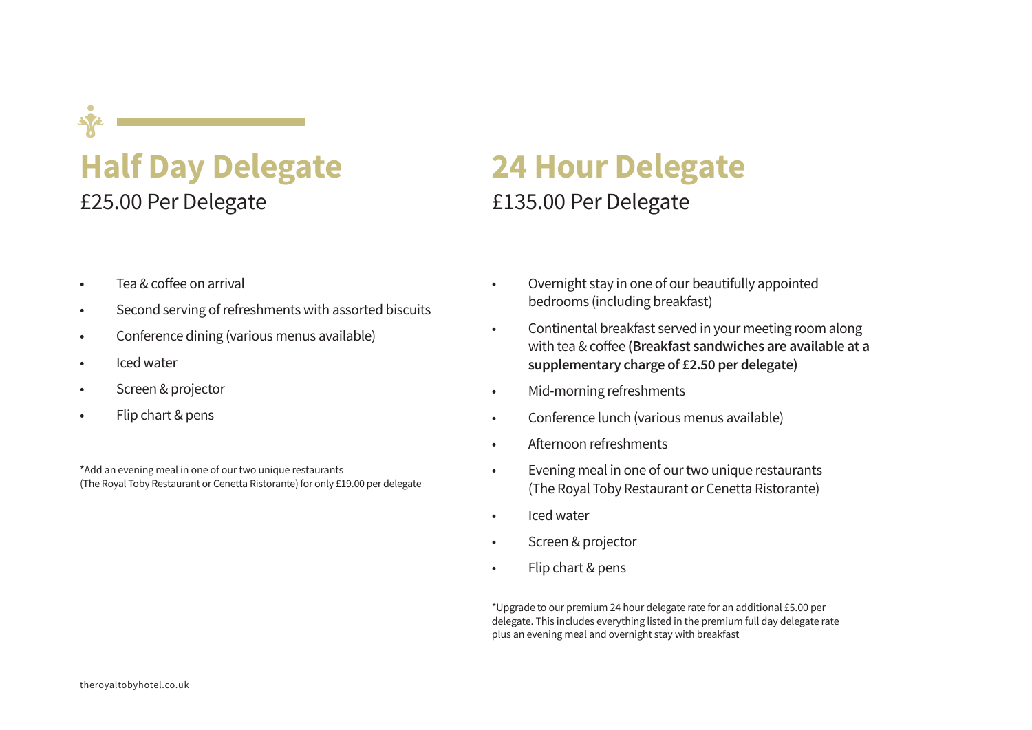## Half Day Delegate

£25.00 Per Delegate

- Tea & coffee on arrival
- Second serving of refreshments with assorted biscuits
- Conference dining (various menus available)
- Iced water
- Screen & projector
- Flip chart & pens

*Add an evening meal in one of our two unique restaurants (The Royal Toby Restaurant or Cenetta Ristorante) for only £19.00 per delegate

## 24 Hour Delegate

£135.00 Per Delegate

- Overnight stay in one of our beautifully appointed bedrooms (including breakfast)
- Continental breakfast served in your meeting room along with tea & coffee **(Breakfast sandwiches are available at a supplementary charge of £2.50 per delegate)**
- Mid-morning refreshments
- Conference lunch (various menus available)
- Afternoon refreshments
- Evening meal in one of our two unique restaurants (The Royal Toby Restaurant or Cenetta Ristorante)
- Iced water
- Screen & projector
- Flip chart & pens

*Upgrade to our premium 24 hour delegate rate for an additional £5.00 per delegate. This includes everything listed in the premium full day delegate rate plus an evening meal and overnight stay with breakfast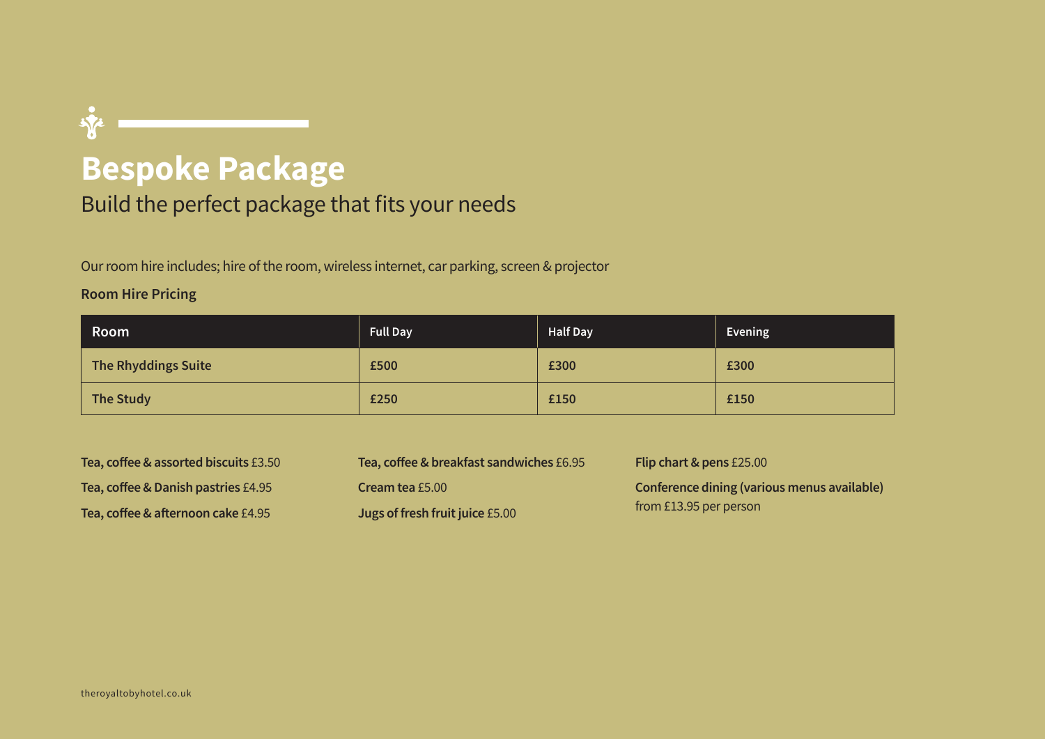# Bespoke Package

Build the perfect package that fits your needs

Our room hire includes; hire of the room, wireless internet, car parking, screen & projector

**Room Hire Pricing**

| Room | Full Day | Half Day | Evening |
|---|---|---|---|
| The Rhyddings Suite | £500 | £300 | £300 |
| The Study | £250 | £150 | £150 |

**Tea, coffee & assorted biscuits** £3.50

**Tea, coffee & Danish pastries** £4.95

**Tea, coffee & afternoon cake** £4.95

**Tea, coffee & breakfast sandwiches** £6.95

**Cream tea** £5.00

**Jugs of fresh fruit juice** £5.00

**Flip chart & pens** £25.00

**Conference dining (various menus available)** from £13.95 per person

theroyaltobyhotel.co.uk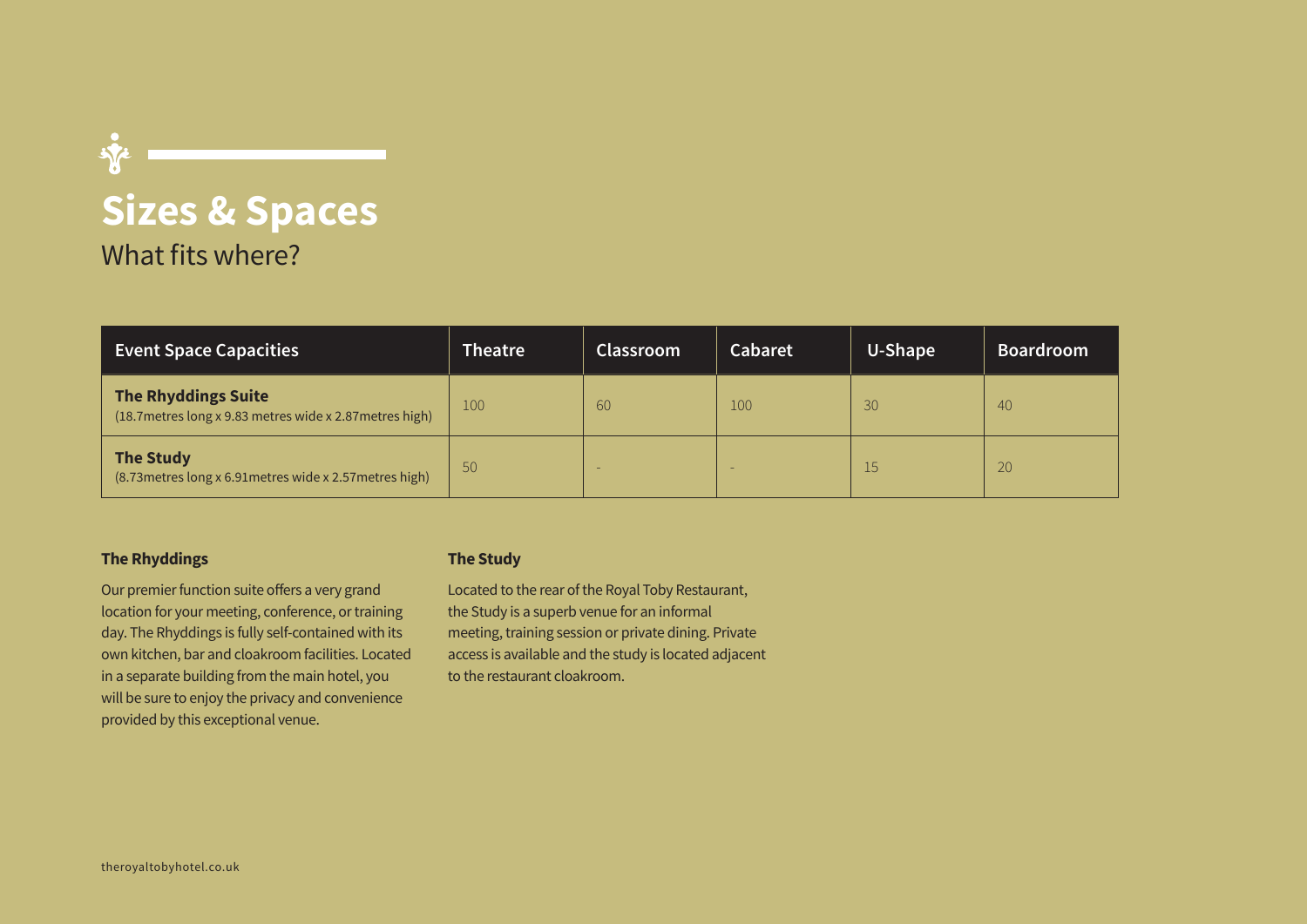# Sizes & Spaces

What fits where?

| Event Space Capacities | Theatre | Classroom | Cabaret | U-Shape | Boardroom |
|---|---|---|---|---|---|
| **The Rhyddings Suite** (18.7metres long x 9.83 metres wide x 2.87metres high) | 100 | 60 | 100 | 30 | 40 |
| **The Study** (8.73metres long x 6.91metres wide x 2.57metres high) | 50 | - | - | 15 | 20 |

**The Rhyddings**

Our premier function suite offers a very grand location for your meeting, conference, or training day. The Rhyddings is fully self-contained with its own kitchen, bar and cloakroom facilities. Located in a separate building from the main hotel, you will be sure to enjoy the privacy and convenience provided by this exceptional venue.

**The Study**

Located to the rear of the Royal Toby Restaurant, the Study is a superb venue for an informal meeting, training session or private dining. Private access is available and the study is located adjacent to the restaurant cloakroom.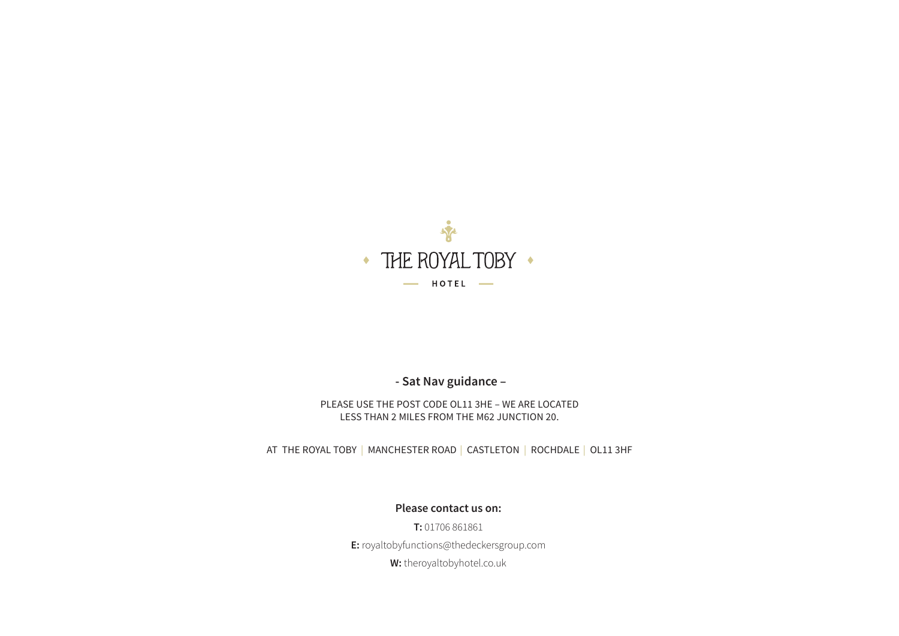THE ROYAL TOBY

HOTEL

**- Sat Nav guidance –**

PLEASE USE THE POST CODE OL11 3HE – WE ARE LOCATED
LESS THAN 2 MILES FROM THE M62 JUNCTION 20.

AT THE ROYAL TOBY | MANCHESTER ROAD | CASTLETON | ROCHDALE | OL11 3HF

**Please contact us on:**

**T:** 01706 861861

**E:** royaltobyfunctions@thedeckersgroup.com

**W:** theroyaltobyhotel.co.uk